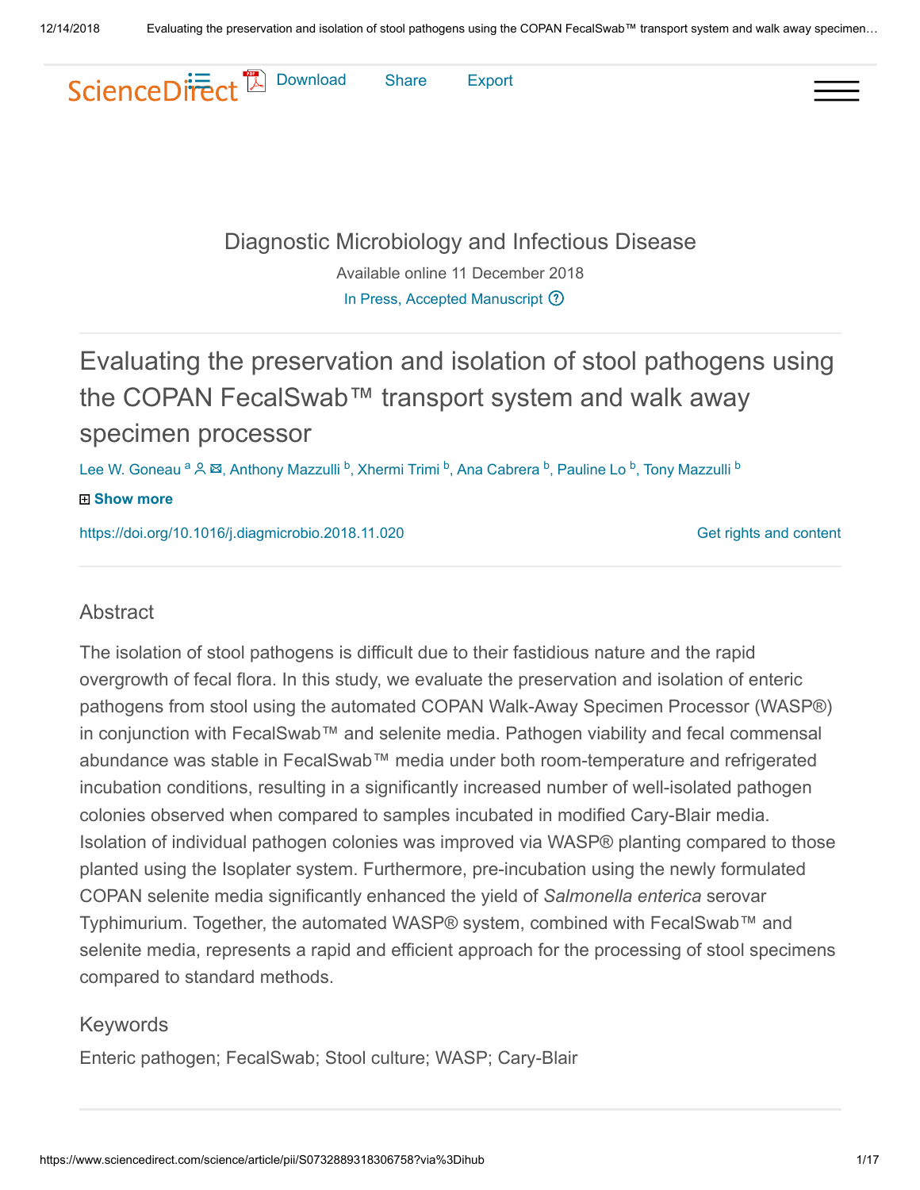Diagnostic Microbiology and Infectious Disease

Available online 11 December 2018

In Press, Accepted Manuscript

# Evaluating the preservation and isolation of stool pathogens using the COPAN FecalSwab™ transport system and walk away specimen processor

Lee W. Goneau [a], Anthony Mazzulli [b], Xhermi Trimi [b], Ana Cabrera [b], Pauline Lo [b], Tony Mazzulli [b]

https://doi.org/10.1016/j.diagmicrobio.2018.11.020

## Abstract

The isolation of stool pathogens is difficult due to their fastidious nature and the rapid overgrowth of fecal flora. In this study, we evaluate the preservation and isolation of enteric pathogens from stool using the automated COPAN Walk-Away Specimen Processor (WASP®) in conjunction with FecalSwab™ and selenite media. Pathogen viability and fecal commensal abundance was stable in FecalSwab™ media under both room-temperature and refrigerated incubation conditions, resulting in a significantly increased number of well-isolated pathogen colonies observed when compared to samples incubated in modified Cary-Blair media. Isolation of individual pathogen colonies was improved via WASP® planting compared to those planted using the Isoplater system. Furthermore, pre-incubation using the newly formulated COPAN selenite media significantly enhanced the yield of *Salmonella enterica* serovar Typhimurium. Together, the automated WASP® system, combined with FecalSwab™ and selenite media, represents a rapid and efficient approach for the processing of stool specimens compared to standard methods.

## Keywords

Enteric pathogen; FecalSwab; Stool culture; WASP; Cary-Blair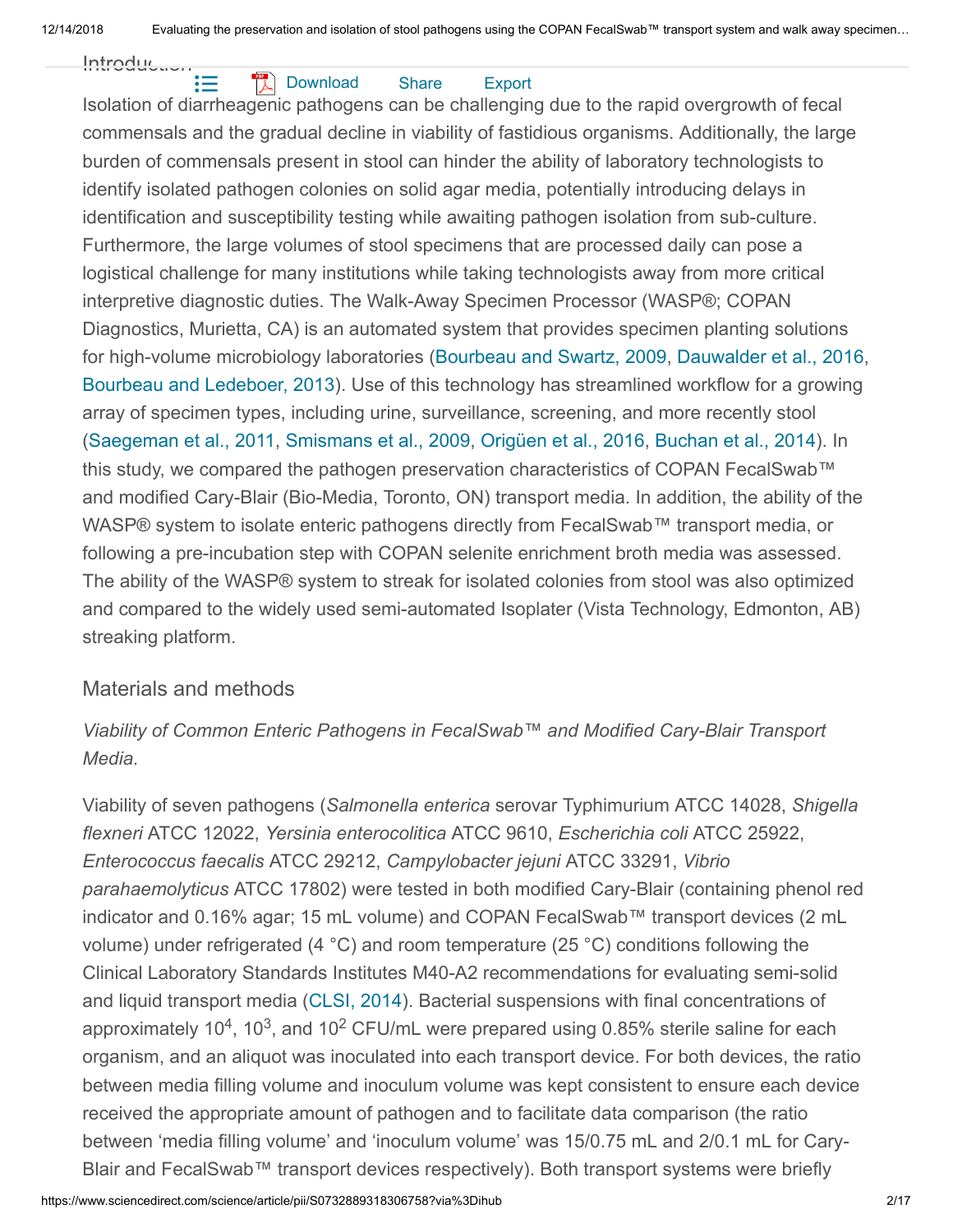## Introduction

Isolation of diarrheagenic pathogens can be challenging due to the rapid overgrowth of fecal commensals and the gradual decline in viability of fastidious organisms. Additionally, the large burden of commensals present in stool can hinder the ability of laboratory technologists to identify isolated pathogen colonies on solid agar media, potentially introducing delays in identification and susceptibility testing while awaiting pathogen isolation from sub-culture. Furthermore, the large volumes of stool specimens that are processed daily can pose a logistical challenge for many institutions while taking technologists away from more critical interpretive diagnostic duties. The Walk-Away Specimen Processor (WASP®; COPAN Diagnostics, Murietta, CA) is an automated system that provides specimen planting solutions for high-volume microbiology laboratories (Bourbeau and Swartz, 2009, Dauwalder et al., 2016, Bourbeau and Ledeboer, 2013). Use of this technology has streamlined workflow for a growing array of specimen types, including urine, surveillance, screening, and more recently stool (Saegeman et al., 2011, Smismans et al., 2009, Origüen et al., 2016, Buchan et al., 2014). In this study, we compared the pathogen preservation characteristics of COPAN FecalSwab™ and modified Cary-Blair (Bio-Media, Toronto, ON) transport media. In addition, the ability of the WASP® system to isolate enteric pathogens directly from FecalSwab™ transport media, or following a pre-incubation step with COPAN selenite enrichment broth media was assessed. The ability of the WASP® system to streak for isolated colonies from stool was also optimized and compared to the widely used semi-automated Isoplater (Vista Technology, Edmonton, AB) streaking platform.

## Materials and methods

### *Viability of Common Enteric Pathogens in FecalSwab™ and Modified Cary-Blair Transport Media.*

Viability of seven pathogens (*Salmonella enterica* serovar Typhimurium ATCC 14028, *Shigella flexneri* ATCC 12022, *Yersinia enterocolitica* ATCC 9610, *Escherichia coli* ATCC 25922, *Enterococcus faecalis* ATCC 29212, *Campylobacter jejuni* ATCC 33291, *Vibrio parahaemolyticus* ATCC 17802) were tested in both modified Cary-Blair (containing phenol red indicator and 0.16% agar; 15 mL volume) and COPAN FecalSwab™ transport devices (2 mL volume) under refrigerated (4 °C) and room temperature (25 °C) conditions following the Clinical Laboratory Standards Institutes M40-A2 recommendations for evaluating semi-solid and liquid transport media (CLSI, 2014). Bacterial suspensions with final concentrations of approximately $10^4$, $10^3$, and $10^2$ CFU/mL were prepared using 0.85% sterile saline for each organism, and an aliquot was inoculated into each transport device. For both devices, the ratio between media filling volume and inoculum volume was kept consistent to ensure each device received the appropriate amount of pathogen and to facilitate data comparison (the ratio between 'media filling volume' and 'inoculum volume' was 15/0.75 mL and 2/0.1 mL for Cary-Blair and FecalSwab™ transport devices respectively). Both transport systems were briefly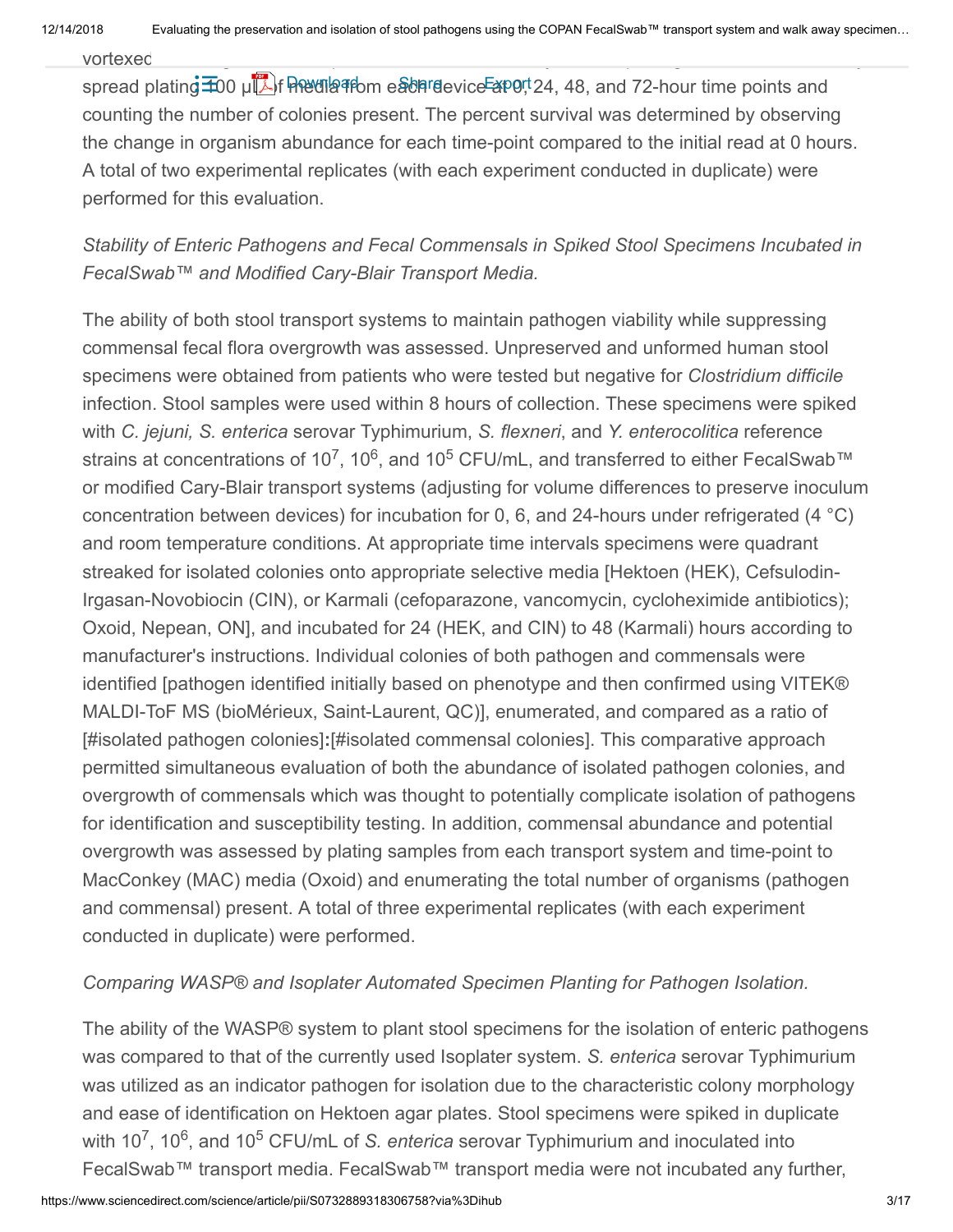vortexed

spread plating 100 µl of media from each device at 0, 24, 48, and 72-hour time points and counting the number of colonies present. The percent survival was determined by observing the change in organism abundance for each time-point compared to the initial read at 0 hours. A total of two experimental replicates (with each experiment conducted in duplicate) were performed for this evaluation.

*Stability of Enteric Pathogens and Fecal Commensals in Spiked Stool Specimens Incubated in FecalSwab™ and Modified Cary-Blair Transport Media.*

The ability of both stool transport systems to maintain pathogen viability while suppressing commensal fecal flora overgrowth was assessed. Unpreserved and unformed human stool specimens were obtained from patients who were tested but negative for *Clostridium difficile* infection. Stool samples were used within 8 hours of collection. These specimens were spiked with *C. jejuni, S. enterica* serovar Typhimurium, *S. flexneri*, and *Y. enterocolitica* reference strains at concentrations of $10^7$, $10^6$, and $10^5$ CFU/mL, and transferred to either FecalSwab™ or modified Cary-Blair transport systems (adjusting for volume differences to preserve inoculum concentration between devices) for incubation for 0, 6, and 24-hours under refrigerated (4 °C) and room temperature conditions. At appropriate time intervals specimens were quadrant streaked for isolated colonies onto appropriate selective media [Hektoen (HEK), Cefsulodin-Irgasan-Novobiocin (CIN), or Karmali (cefoparazone, vancomycin, cycloheximide antibiotics); Oxoid, Nepean, ON], and incubated for 24 (HEK, and CIN) to 48 (Karmali) hours according to manufacturer's instructions. Individual colonies of both pathogen and commensals were identified [pathogen identified initially based on phenotype and then confirmed using VITEK® MALDI-ToF MS (bioMérieux, Saint-Laurent, QC)], enumerated, and compared as a ratio of [#isolated pathogen colonies]**:**[#isolated commensal colonies]. This comparative approach permitted simultaneous evaluation of both the abundance of isolated pathogen colonies, and overgrowth of commensals which was thought to potentially complicate isolation of pathogens for identification and susceptibility testing. In addition, commensal abundance and potential overgrowth was assessed by plating samples from each transport system and time-point to MacConkey (MAC) media (Oxoid) and enumerating the total number of organisms (pathogen and commensal) present. A total of three experimental replicates (with each experiment conducted in duplicate) were performed.

*Comparing WASP® and Isoplater Automated Specimen Planting for Pathogen Isolation.*

The ability of the WASP® system to plant stool specimens for the isolation of enteric pathogens was compared to that of the currently used Isoplater system. *S. enterica* serovar Typhimurium was utilized as an indicator pathogen for isolation due to the characteristic colony morphology and ease of identification on Hektoen agar plates. Stool specimens were spiked in duplicate with $10^7$, $10^6$, and $10^5$ CFU/mL of *S. enterica* serovar Typhimurium and inoculated into FecalSwab™ transport media. FecalSwab™ transport media were not incubated any further,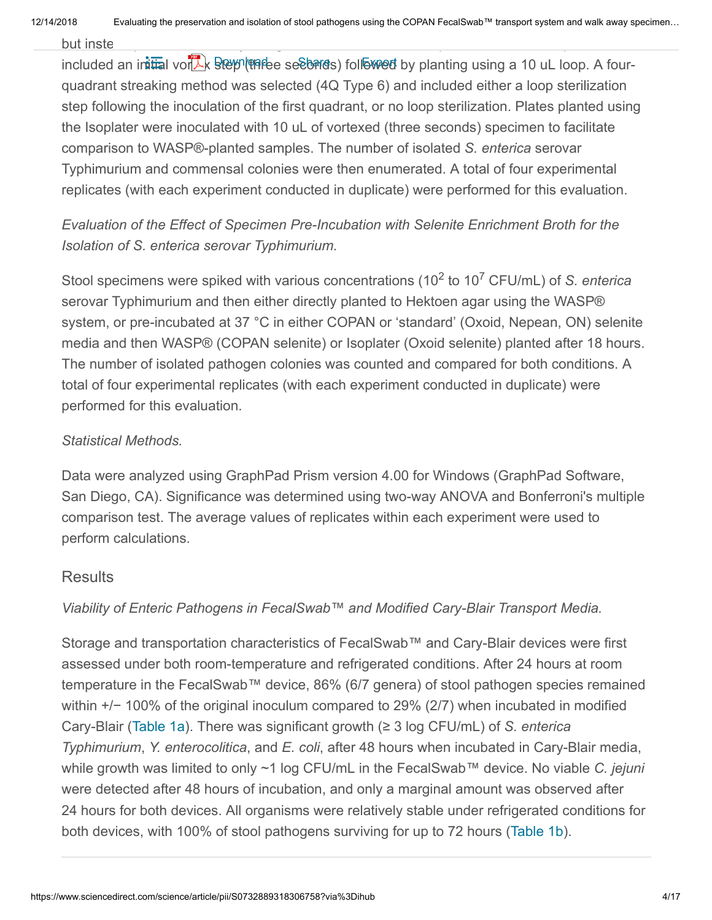but instead included an initial vortex step (three seconds) followed by planting using a 10 uL loop. A four-quadrant streaking method was selected (4Q Type 6) and included either a loop sterilization step following the inoculation of the first quadrant, or no loop sterilization. Plates planted using the Isoplater were inoculated with 10 uL of vortexed (three seconds) specimen to facilitate comparison to WASP®-planted samples. The number of isolated *S. enterica* serovar Typhimurium and commensal colonies were then enumerated. A total of four experimental replicates (with each experiment conducted in duplicate) were performed for this evaluation.

*Evaluation of the Effect of Specimen Pre-Incubation with Selenite Enrichment Broth for the Isolation of S. enterica serovar Typhimurium.*

Stool specimens were spiked with various concentrations ($10^2$ to $10^7$ CFU/mL) of *S. enterica* serovar Typhimurium and then either directly planted to Hektoen agar using the WASP® system, or pre-incubated at 37 °C in either COPAN or 'standard' (Oxoid, Nepean, ON) selenite media and then WASP® (COPAN selenite) or Isoplater (Oxoid selenite) planted after 18 hours. The number of isolated pathogen colonies was counted and compared for both conditions. A total of four experimental replicates (with each experiment conducted in duplicate) were performed for this evaluation.

*Statistical Methods.*

Data were analyzed using GraphPad Prism version 4.00 for Windows (GraphPad Software, San Diego, CA). Significance was determined using two-way ANOVA and Bonferroni's multiple comparison test. The average values of replicates within each experiment were used to perform calculations.

## Results

*Viability of Enteric Pathogens in FecalSwab™ and Modified Cary-Blair Transport Media.*

Storage and transportation characteristics of FecalSwab™ and Cary-Blair devices were first assessed under both room-temperature and refrigerated conditions. After 24 hours at room temperature in the FecalSwab™ device, 86% (6/7 genera) of stool pathogen species remained within +/− 100% of the original inoculum compared to 29% (2/7) when incubated in modified Cary-Blair (Table 1a). There was significant growth (≥ 3 log CFU/mL) of *S. enterica Typhimurium*, *Y. enterocolitica*, and *E. coli*, after 48 hours when incubated in Cary-Blair media, while growth was limited to only ~1 log CFU/mL in the FecalSwab™ device. No viable *C. jejuni* were detected after 48 hours of incubation, and only a marginal amount was observed after 24 hours for both devices. All organisms were relatively stable under refrigerated conditions for both devices, with 100% of stool pathogens surviving for up to 72 hours (Table 1b).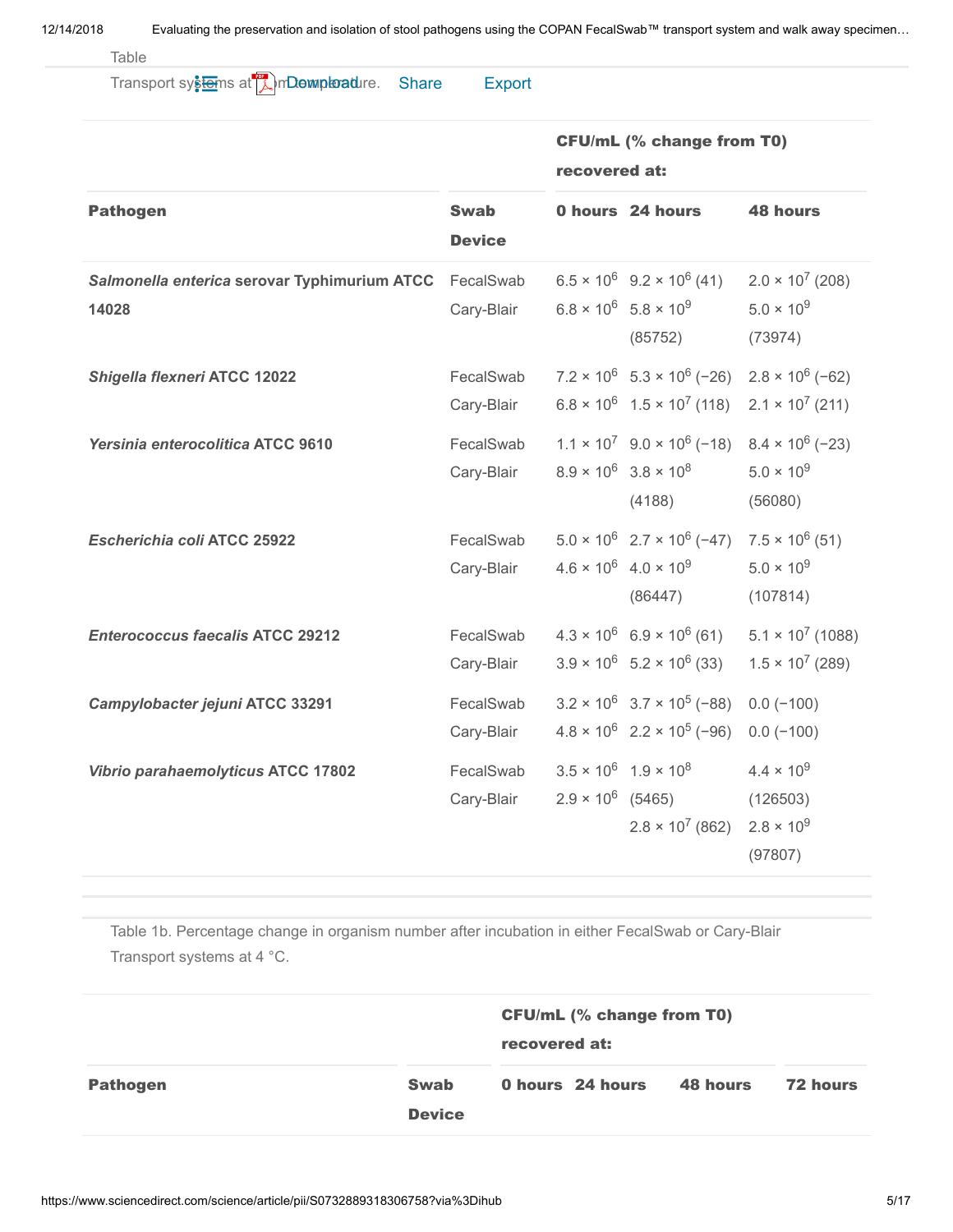Table

Transport systems at room temperature.

| Pathogen | Swab Device | CFU/mL (% change from T0) recovered at: | | |
|---|---|---|---|---|
| | | 0 hours | 24 hours | 48 hours |
| ***Salmonella enterica* serovar Typhimurium ATCC 14028** | FecalSwab | $6.5 \times 10^6$ | $9.2 \times 10^6$ (41) | $2.0 \times 10^7$ (208) |
| | Cary-Blair | $6.8 \times 10^6$ | $5.8 \times 10^9$ (85752) | $5.0 \times 10^9$ (73974) |
| ***Shigella flexneri* ATCC 12022** | FecalSwab | $7.2 \times 10^6$ | $5.3 \times 10^6$ (−26) | $2.8 \times 10^6$ (−62) |
| | Cary-Blair | $6.8 \times 10^6$ | $1.5 \times 10^7$ (118) | $2.1 \times 10^7$ (211) |
| ***Yersinia enterocolitica* ATCC 9610** | FecalSwab | $1.1 \times 10^7$ | $9.0 \times 10^6$ (−18) | $8.4 \times 10^6$ (−23) |
| | Cary-Blair | $8.9 \times 10^6$ | $3.8 \times 10^8$ (4188) | $5.0 \times 10^9$ (56080) |
| ***Escherichia coli* ATCC 25922** | FecalSwab | $5.0 \times 10^6$ | $2.7 \times 10^6$ (−47) | $7.5 \times 10^6$ (51) |
| | Cary-Blair | $4.6 \times 10^6$ | $4.0 \times 10^9$ (86447) | $5.0 \times 10^9$ (107814) |
| ***Enterococcus faecalis* ATCC 29212** | FecalSwab | $4.3 \times 10^6$ | $6.9 \times 10^6$ (61) | $5.1 \times 10^7$ (1088) |
| | Cary-Blair | $3.9 \times 10^6$ | $5.2 \times 10^6$ (33) | $1.5 \times 10^7$ (289) |
| ***Campylobacter jejuni* ATCC 33291** | FecalSwab | $3.2 \times 10^6$ | $3.7 \times 10^5$ (−88) | 0.0 (−100) |
| | Cary-Blair | $4.8 \times 10^6$ | $2.2 \times 10^5$ (−96) | 0.0 (−100) |
| ***Vibrio parahaemolyticus* ATCC 17802** | FecalSwab | $3.5 \times 10^6$ | $1.9 \times 10^8$ (5465) | $4.4 \times 10^9$ (126503) |
| | Cary-Blair | $2.9 \times 10^6$ | $2.8 \times 10^7$ (862) | $2.8 \times 10^9$ (97807) |

Table 1b. Percentage change in organism number after incubation in either FecalSwab or Cary-Blair Transport systems at 4 °C.

| Pathogen | Swab Device | CFU/mL (% change from T0) recovered at: | | | |
|---|---|---|---|---|---|
| | | 0 hours | 24 hours | 48 hours | 72 hours |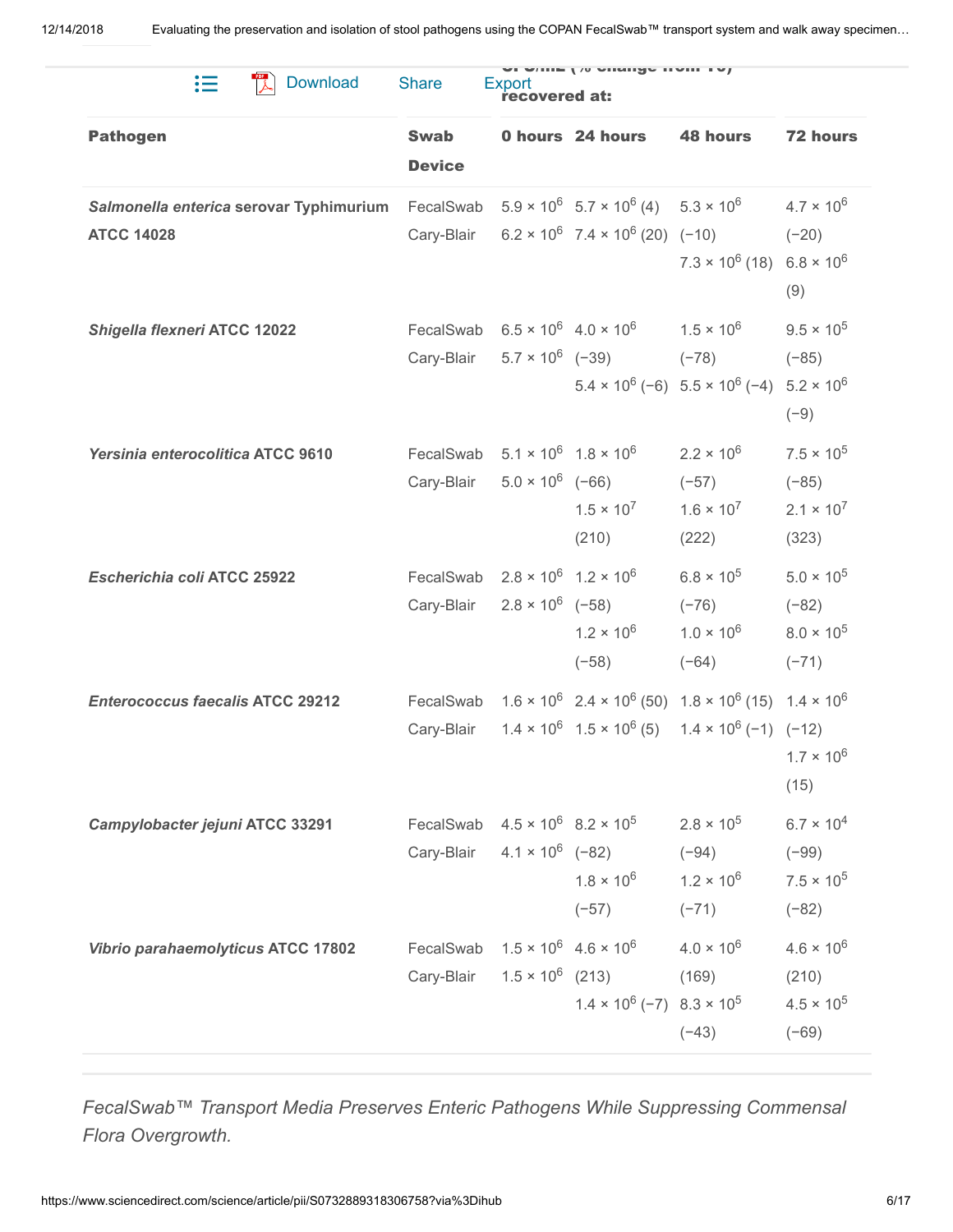| Pathogen | Swab Device | CFU/mL (% change from T0) recovered at: | | | |
|---|---|---|---|---|---|
| | | 0 hours | 24 hours | 48 hours | 72 hours |
| ***Salmonella enterica* serovar Typhimurium ATCC 14028** | FecalSwab | $5.9 \times 10^6$ | $5.7 \times 10^6$ (4) | $5.3 \times 10^6$ (−10) | $4.7 \times 10^6$ (−20) |
| | Cary-Blair | $6.2 \times 10^6$ | $7.4 \times 10^6$ (20) | $7.3 \times 10^6$ (18) | $6.8 \times 10^6$ (9) |
| ***Shigella flexneri* ATCC 12022** | FecalSwab | $6.5 \times 10^6$ | $4.0 \times 10^6$ (−39) | $1.5 \times 10^6$ (−78) | $9.5 \times 10^5$ (−85) |
| | Cary-Blair | $5.7 \times 10^6$ | $5.4 \times 10^6$ (−6) | $5.5 \times 10^6$ (−4) | $5.2 \times 10^6$ (−9) |
| ***Yersinia enterocolitica* ATCC 9610** | FecalSwab | $5.1 \times 10^6$ | $1.8 \times 10^6$ (−66) | $2.2 \times 10^6$ (−57) | $7.5 \times 10^5$ (−85) |
| | Cary-Blair | $5.0 \times 10^6$ | $1.5 \times 10^7$ (210) | $1.6 \times 10^7$ (222) | $2.1 \times 10^7$ (323) |
| ***Escherichia coli* ATCC 25922** | FecalSwab | $2.8 \times 10^6$ | $1.2 \times 10^6$ (−58) | $6.8 \times 10^5$ (−76) | $5.0 \times 10^5$ (−82) |
| | Cary-Blair | $2.8 \times 10^6$ | $1.2 \times 10^6$ (−58) | $1.0 \times 10^6$ (−64) | $8.0 \times 10^5$ (−71) |
| ***Enterococcus faecalis* ATCC 29212** | FecalSwab | $1.6 \times 10^6$ | $2.4 \times 10^6$ (50) | $1.8 \times 10^6$ (15) | $1.4 \times 10^6$ (−12) |
| | Cary-Blair | $1.4 \times 10^6$ | $1.5 \times 10^6$ (5) | $1.4 \times 10^6$ (−1) | $1.7 \times 10^6$ (15) |
| ***Campylobacter jejuni* ATCC 33291** | FecalSwab | $4.5 \times 10^6$ | $8.2 \times 10^5$ (−82) | $2.8 \times 10^5$ (−94) | $6.7 \times 10^4$ (−99) |
| | Cary-Blair | $4.1 \times 10^6$ | $1.8 \times 10^6$ (−57) | $1.2 \times 10^6$ (−71) | $7.5 \times 10^5$ (−82) |
| ***Vibrio parahaemolyticus* ATCC 17802** | FecalSwab | $1.5 \times 10^6$ | $4.6 \times 10^6$ (213) | $4.0 \times 10^6$ (169) | $4.6 \times 10^6$ (210) |
| | Cary-Blair | $1.5 \times 10^6$ | $1.4 \times 10^6$ (−7) | $8.3 \times 10^5$ (−43) | $4.5 \times 10^5$ (−69) |

*FecalSwab™ Transport Media Preserves Enteric Pathogens While Suppressing Commensal Flora Overgrowth.*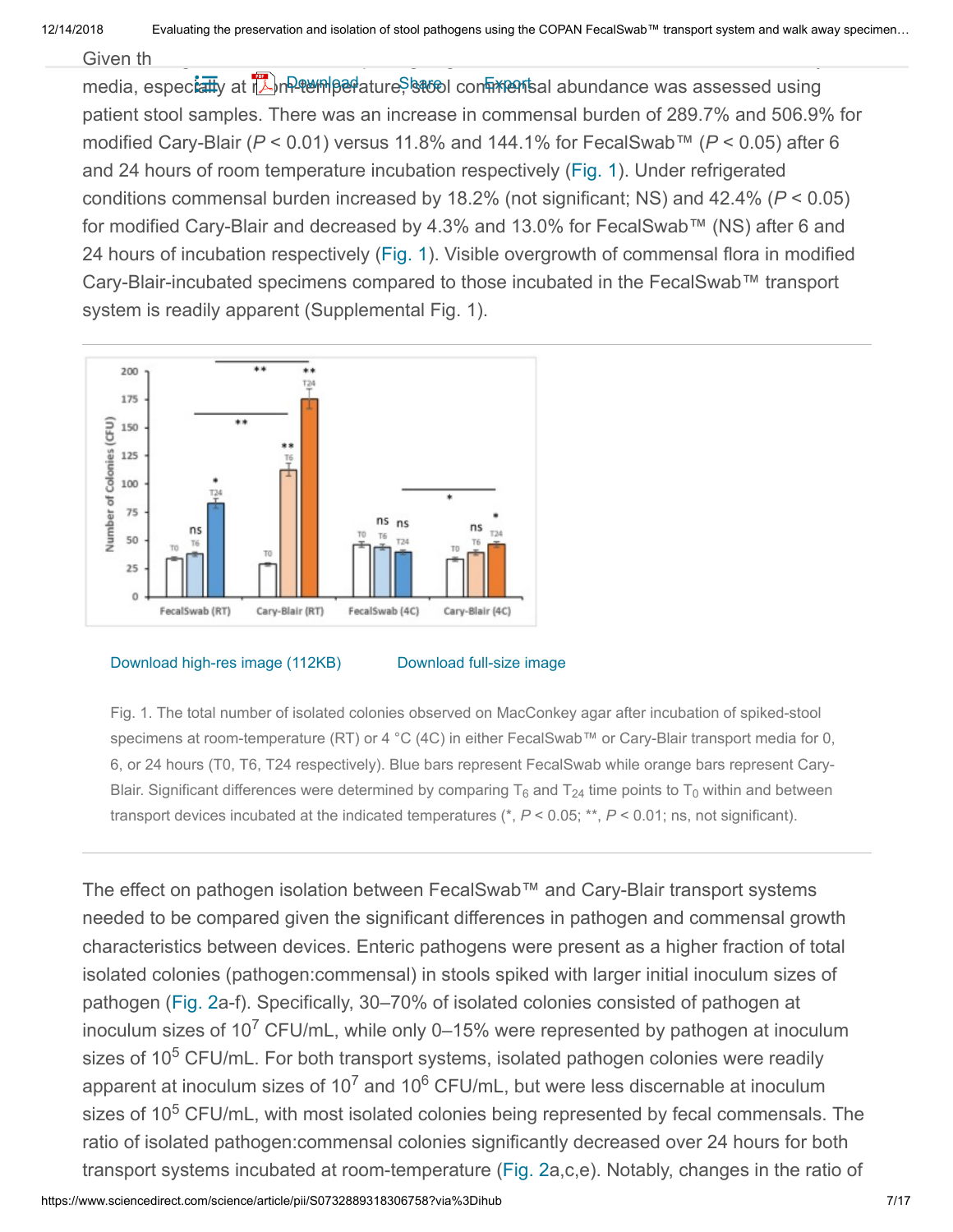Given th... media, especially at room-temperature, stool commensal abundance was assessed using patient stool samples. There was an increase in commensal burden of 289.7% and 506.9% for modified Cary-Blair ($P < 0.01$) versus 11.8% and 144.1% for FecalSwab™ ($P < 0.05$) after 6 and 24 hours of room temperature incubation respectively (Fig. 1). Under refrigerated conditions commensal burden increased by 18.2% (not significant; NS) and 42.4% ($P < 0.05$) for modified Cary-Blair and decreased by 4.3% and 13.0% for FecalSwab™ (NS) after 6 and 24 hours of incubation respectively (Fig. 1). Visible overgrowth of commensal flora in modified Cary-Blair-incubated specimens compared to those incubated in the FecalSwab™ transport system is readily apparent (Supplemental Fig. 1).

Fig. 1. The total number of isolated colonies observed on MacConkey agar after incubation of spiked-stool specimens at room-temperature (RT) or 4 °C (4C) in either FecalSwab™ or Cary-Blair transport media for 0, 6, or 24 hours (T0, T6, T24 respectively). Blue bars represent FecalSwab while orange bars represent Cary-Blair. Significant differences were determined by comparing $T_6$ and $T_{24}$ time points to $T_0$ within and between transport devices incubated at the indicated temperatures (*, $P < 0.05$; **, $P < 0.01$; ns, not significant).

The effect on pathogen isolation between FecalSwab™ and Cary-Blair transport systems needed to be compared given the significant differences in pathogen and commensal growth characteristics between devices. Enteric pathogens were present as a higher fraction of total isolated colonies (pathogen:commensal) in stools spiked with larger initial inoculum sizes of pathogen (Fig. 2a-f). Specifically, 30–70% of isolated colonies consisted of pathogen at inoculum sizes of $10^7$ CFU/mL, while only 0–15% were represented by pathogen at inoculum sizes of $10^5$ CFU/mL. For both transport systems, isolated pathogen colonies were readily apparent at inoculum sizes of $10^7$ and $10^6$ CFU/mL, but were less discernable at inoculum sizes of $10^5$ CFU/mL, with most isolated colonies being represented by fecal commensals. The ratio of isolated pathogen:commensal colonies significantly decreased over 24 hours for both transport systems incubated at room-temperature (Fig. 2a,c,e). Notably, changes in the ratio of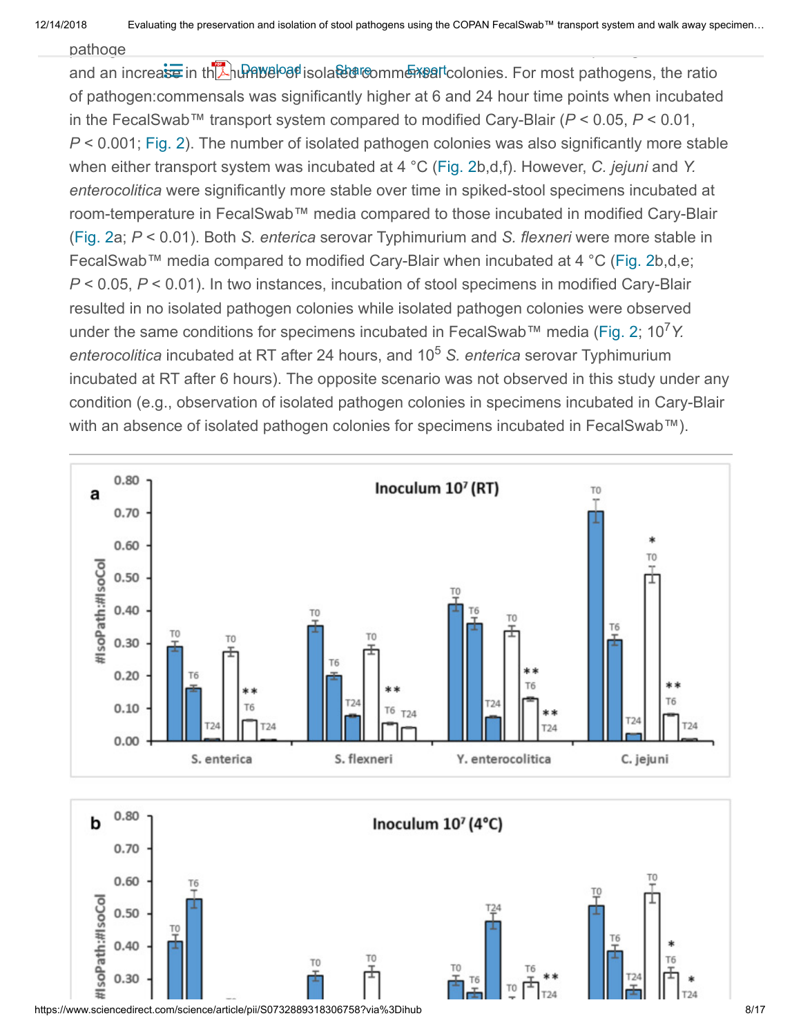pathoge

and an increase in the number of isolated commensal colonies. For most pathogens, the ratio of pathogen:commensals was significantly higher at 6 and 24 hour time points when incubated in the FecalSwab™ transport system compared to modified Cary-Blair ($P < 0.05$, $P < 0.01$, $P < 0.001$; Fig. 2). The number of isolated pathogen colonies was also significantly more stable when either transport system was incubated at 4 °C (Fig. 2b,d,f). However, *C. jejuni* and *Y. enterocolitica* were significantly more stable over time in spiked-stool specimens incubated at room-temperature in FecalSwab™ media compared to those incubated in modified Cary-Blair (Fig. 2a; $P < 0.01$). Both *S. enterica* serovar Typhimurium and *S. flexneri* were more stable in FecalSwab™ media compared to modified Cary-Blair when incubated at 4 °C (Fig. 2b,d,e; $P < 0.05$, $P < 0.01$). In two instances, incubation of stool specimens in modified Cary-Blair resulted in no isolated pathogen colonies while isolated pathogen colonies were observed under the same conditions for specimens incubated in FecalSwab™ media (Fig. 2; $10^7$ *Y. enterocolitica* incubated at RT after 24 hours, and $10^5$ *S. enterica* serovar Typhimurium incubated at RT after 6 hours). The opposite scenario was not observed in this study under any condition (e.g., observation of isolated pathogen colonies in specimens incubated in Cary-Blair with an absence of isolated pathogen colonies for specimens incubated in FecalSwab™).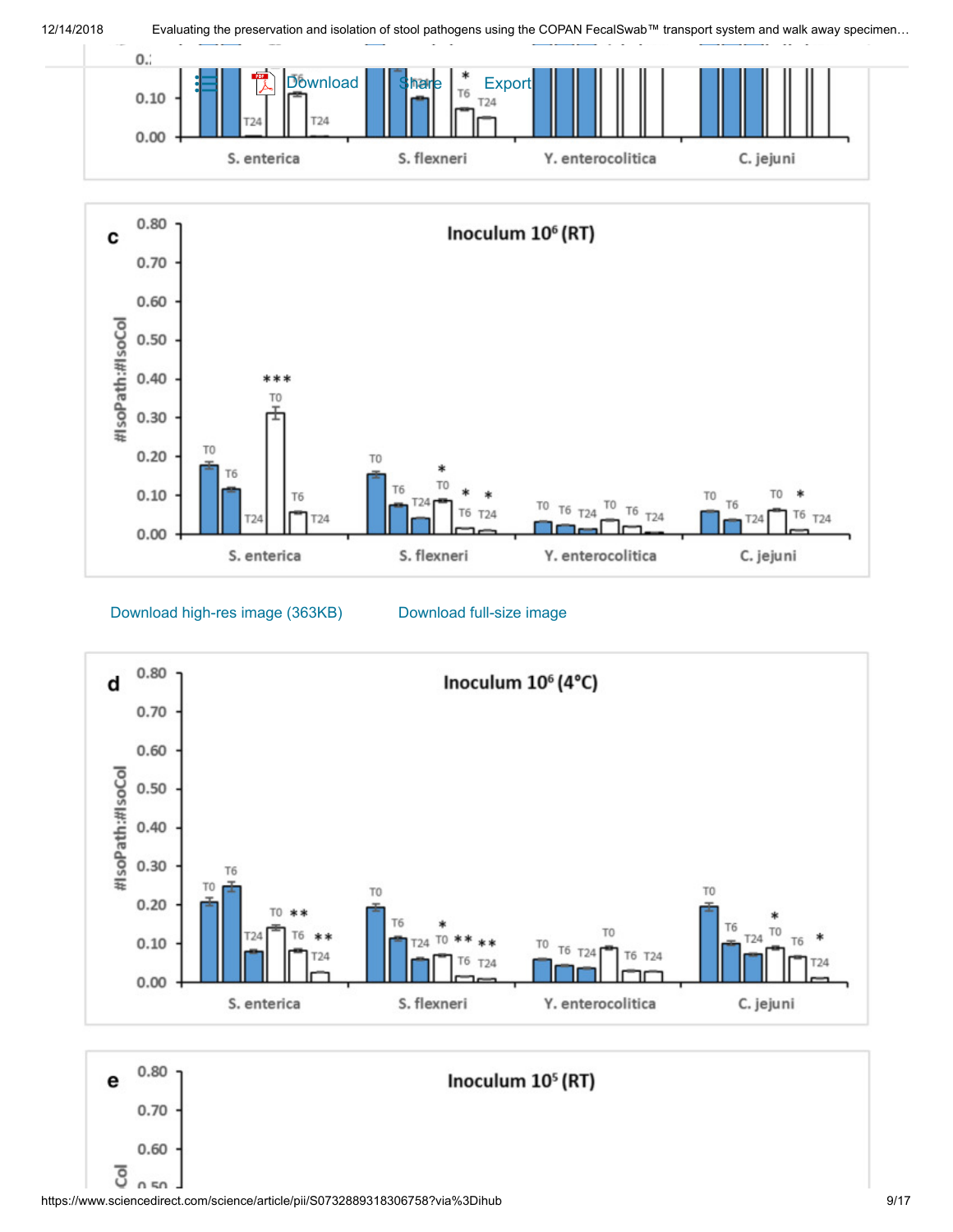Download high-res image (363KB)

Download full-size image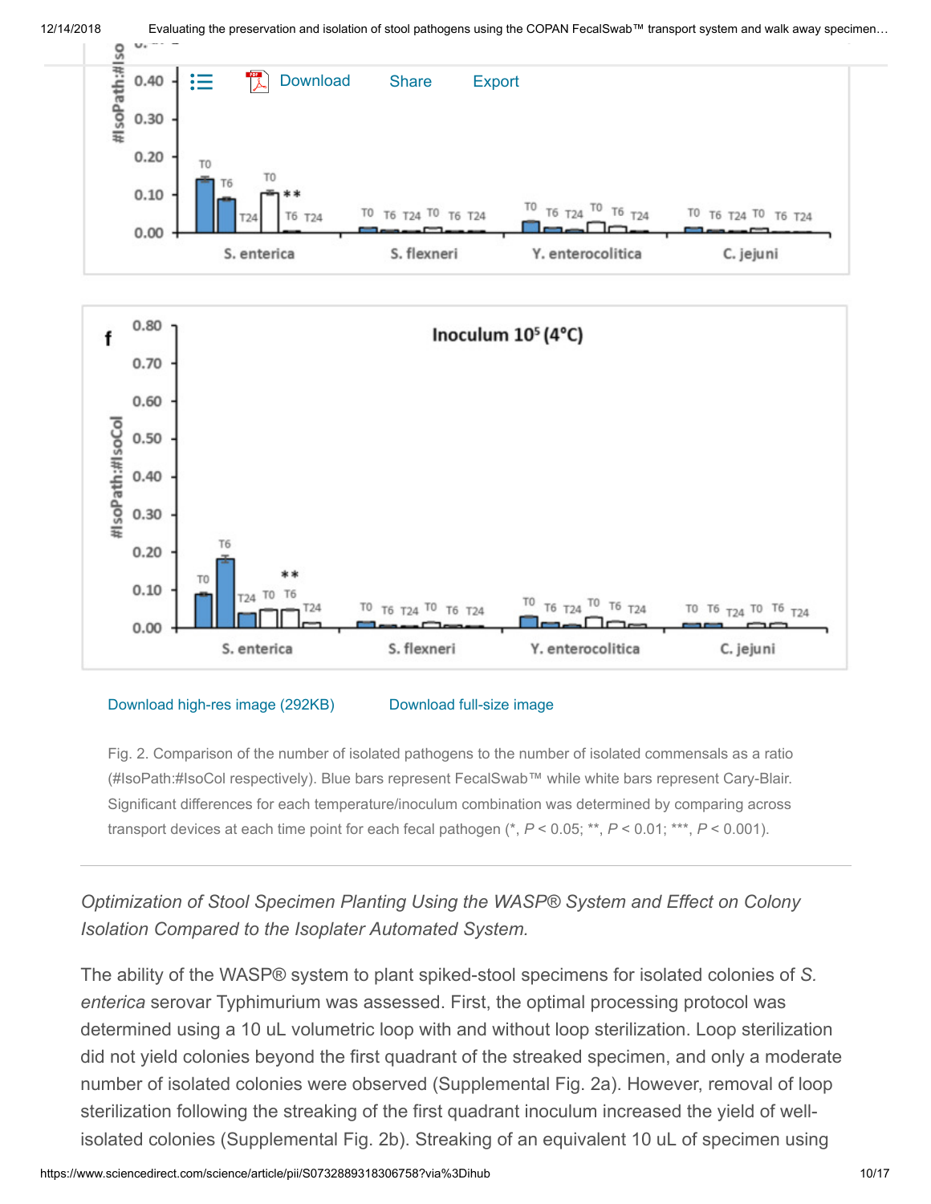Download high-res image (292KB)    Download full-size image

Fig. 2. Comparison of the number of isolated pathogens to the number of isolated commensals as a ratio (#IsoPath:#IsoCol respectively). Blue bars represent FecalSwab™ while white bars represent Cary-Blair. Significant differences for each temperature/inoculum combination was determined by comparing across transport devices at each time point for each fecal pathogen (*, $P < 0.05$; **, $P < 0.01$; ***, $P < 0.001$).

*Optimization of Stool Specimen Planting Using the WASP® System and Effect on Colony Isolation Compared to the Isoplater Automated System.*

The ability of the WASP® system to plant spiked-stool specimens for isolated colonies of *S. enterica* serovar Typhimurium was assessed. First, the optimal processing protocol was determined using a 10 uL volumetric loop with and without loop sterilization. Loop sterilization did not yield colonies beyond the first quadrant of the streaked specimen, and only a moderate number of isolated colonies were observed (Supplemental Fig. 2a). However, removal of loop sterilization following the streaking of the first quadrant inoculum increased the yield of well-isolated colonies (Supplemental Fig. 2b). Streaking of an equivalent 10 uL of specimen using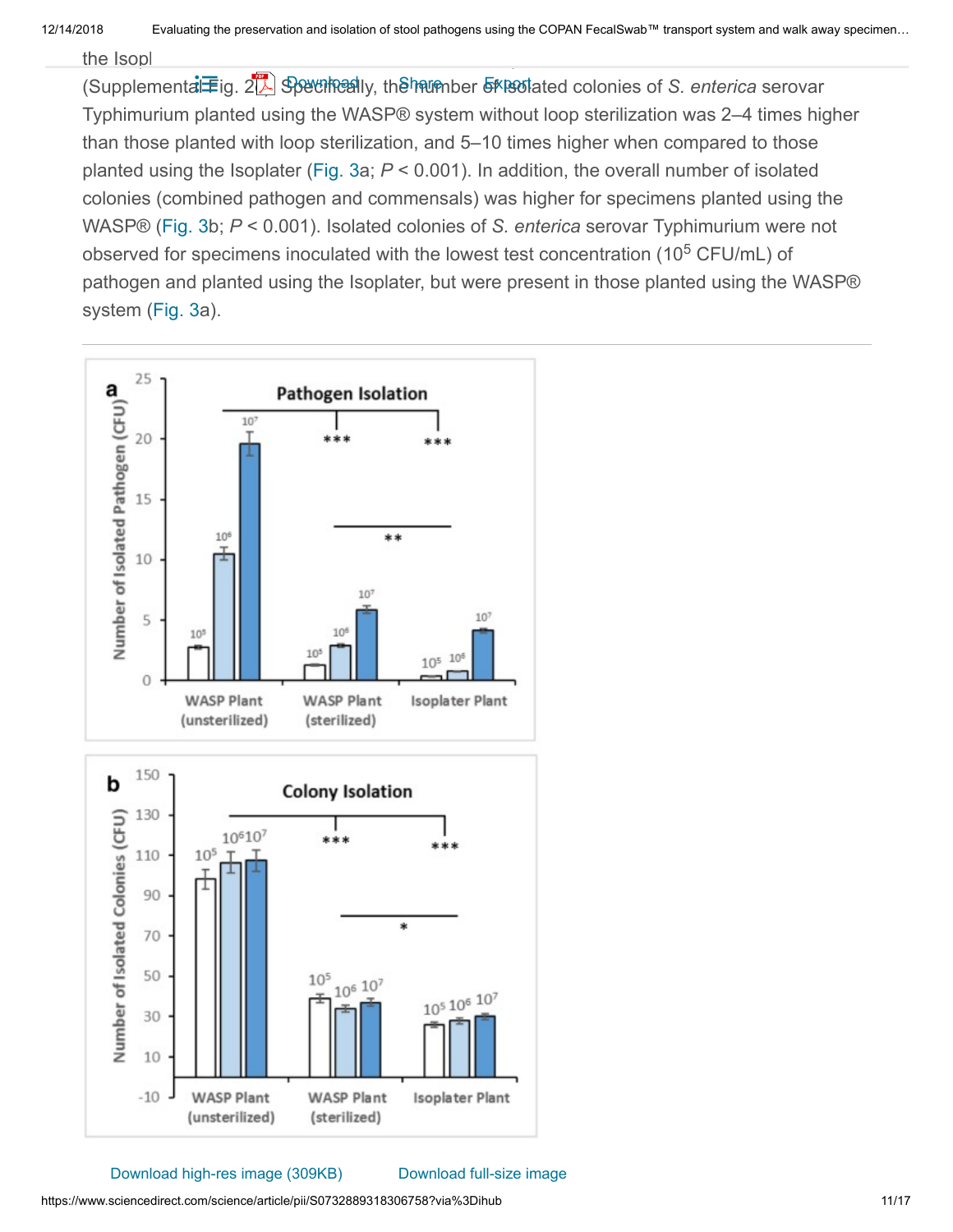the Isopl

(Supplemental Fig. 2). Specifically, the number of isolated colonies of *S. enterica* serovar Typhimurium planted using the WASP® system without loop sterilization was 2–4 times higher than those planted with loop sterilization, and 5–10 times higher when compared to those planted using the Isoplater (Fig. 3a; $P < 0.001$). In addition, the overall number of isolated colonies (combined pathogen and commensals) was higher for specimens planted using the WASP® (Fig. 3b; $P < 0.001$). Isolated colonies of *S. enterica* serovar Typhimurium were not observed for specimens inoculated with the lowest test concentration ($10^5$ CFU/mL) of pathogen and planted using the Isoplater, but were present in those planted using the WASP® system (Fig. 3a).

Download high-res image (309KB) Download full-size image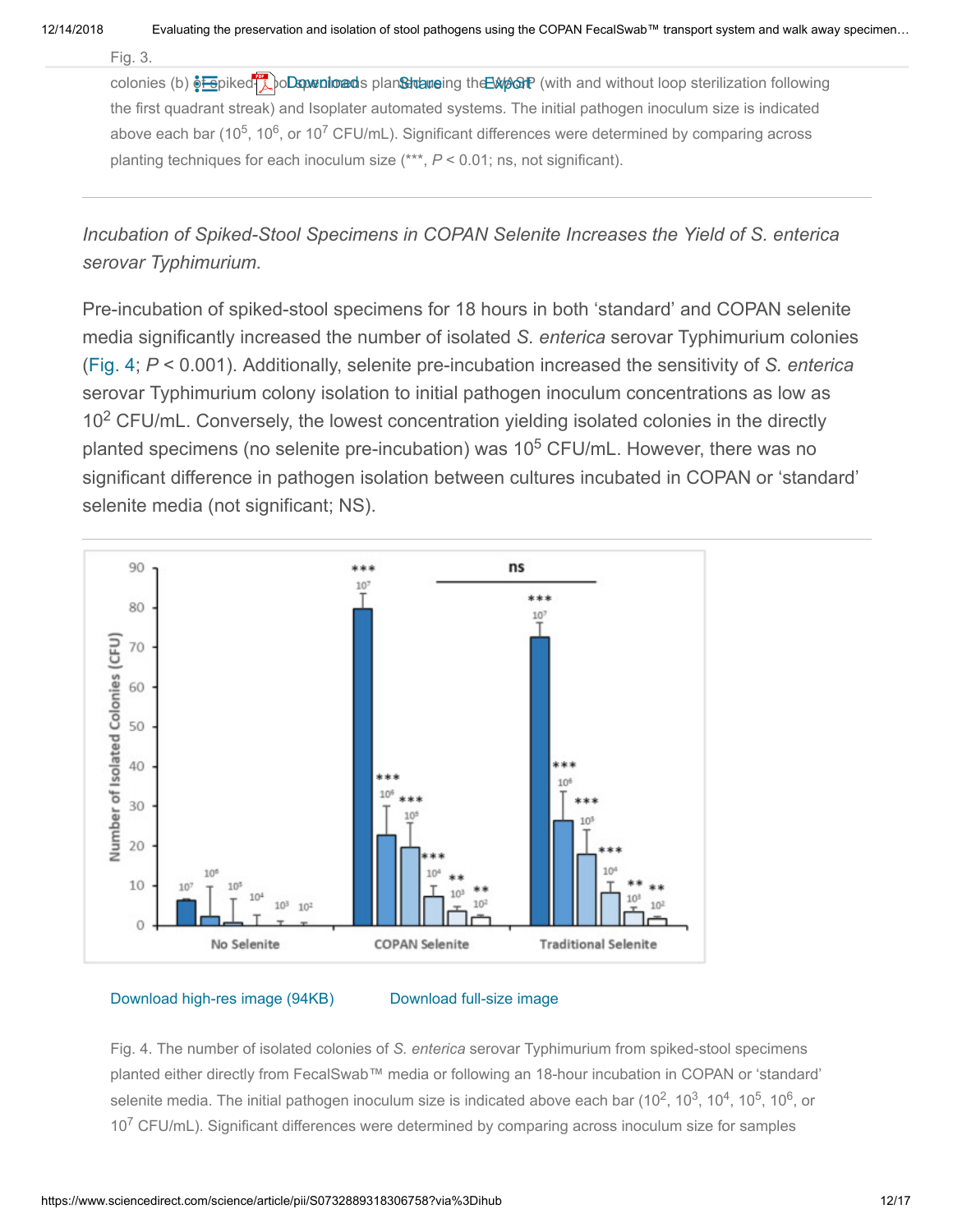Fig. 3.

colonies (b) of spiked-stool specimens planted using the WASP (with and without loop sterilization following the first quadrant streak) and Isoplater automated systems. The initial pathogen inoculum size is indicated above each bar ($10^5$, $10^6$, or $10^7$ CFU/mL). Significant differences were determined by comparing across planting techniques for each inoculum size (***, $P < 0.01$; ns, not significant).

*Incubation of Spiked-Stool Specimens in COPAN Selenite Increases the Yield of S. enterica serovar Typhimurium.*

Pre-incubation of spiked-stool specimens for 18 hours in both 'standard' and COPAN selenite media significantly increased the number of isolated *S. enterica* serovar Typhimurium colonies (Fig. 4; $P < 0.001$). Additionally, selenite pre-incubation increased the sensitivity of *S. enterica* serovar Typhimurium colony isolation to initial pathogen inoculum concentrations as low as $10^2$ CFU/mL. Conversely, the lowest concentration yielding isolated colonies in the directly planted specimens (no selenite pre-incubation) was $10^5$ CFU/mL. However, there was no significant difference in pathogen isolation between cultures incubated in COPAN or 'standard' selenite media (not significant; NS).

Download high-res image (94KB) Download full-size image

Fig. 4. The number of isolated colonies of *S. enterica* serovar Typhimurium from spiked-stool specimens planted either directly from FecalSwab™ media or following an 18-hour incubation in COPAN or 'standard' selenite media. The initial pathogen inoculum size is indicated above each bar ($10^2$, $10^3$, $10^4$, $10^5$, $10^6$, or $10^7$ CFU/mL). Significant differences were determined by comparing across inoculum size for samples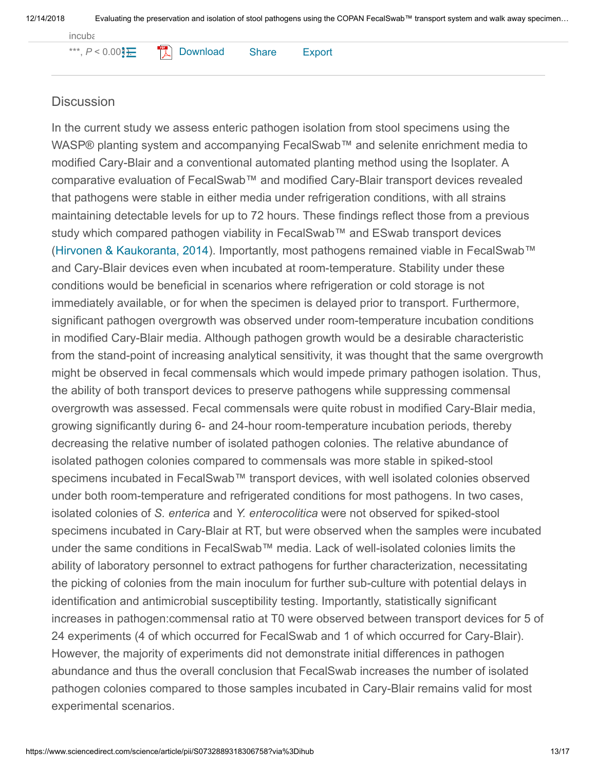incuba

***, $P < 0.001$

## Discussion

In the current study we assess enteric pathogen isolation from stool specimens using the WASP® planting system and accompanying FecalSwab™ and selenite enrichment media to modified Cary-Blair and a conventional automated planting method using the Isoplater. A comparative evaluation of FecalSwab™ and modified Cary-Blair transport devices revealed that pathogens were stable in either media under refrigeration conditions, with all strains maintaining detectable levels for up to 72 hours. These findings reflect those from a previous study which compared pathogen viability in FecalSwab™ and ESwab transport devices (Hirvonen & Kaukoranta, 2014). Importantly, most pathogens remained viable in FecalSwab™ and Cary-Blair devices even when incubated at room-temperature. Stability under these conditions would be beneficial in scenarios where refrigeration or cold storage is not immediately available, or for when the specimen is delayed prior to transport. Furthermore, significant pathogen overgrowth was observed under room-temperature incubation conditions in modified Cary-Blair media. Although pathogen growth would be a desirable characteristic from the stand-point of increasing analytical sensitivity, it was thought that the same overgrowth might be observed in fecal commensals which would impede primary pathogen isolation. Thus, the ability of both transport devices to preserve pathogens while suppressing commensal overgrowth was assessed. Fecal commensals were quite robust in modified Cary-Blair media, growing significantly during 6- and 24-hour room-temperature incubation periods, thereby decreasing the relative number of isolated pathogen colonies. The relative abundance of isolated pathogen colonies compared to commensals was more stable in spiked-stool specimens incubated in FecalSwab™ transport devices, with well isolated colonies observed under both room-temperature and refrigerated conditions for most pathogens. In two cases, isolated colonies of *S. enterica* and *Y. enterocolitica* were not observed for spiked-stool specimens incubated in Cary-Blair at RT, but were observed when the samples were incubated under the same conditions in FecalSwab™ media. Lack of well-isolated colonies limits the ability of laboratory personnel to extract pathogens for further characterization, necessitating the picking of colonies from the main inoculum for further sub-culture with potential delays in identification and antimicrobial susceptibility testing. Importantly, statistically significant increases in pathogen:commensal ratio at T0 were observed between transport devices for 5 of 24 experiments (4 of which occurred for FecalSwab and 1 of which occurred for Cary-Blair). However, the majority of experiments did not demonstrate initial differences in pathogen abundance and thus the overall conclusion that FecalSwab increases the number of isolated pathogen colonies compared to those samples incubated in Cary-Blair remains valid for most experimental scenarios.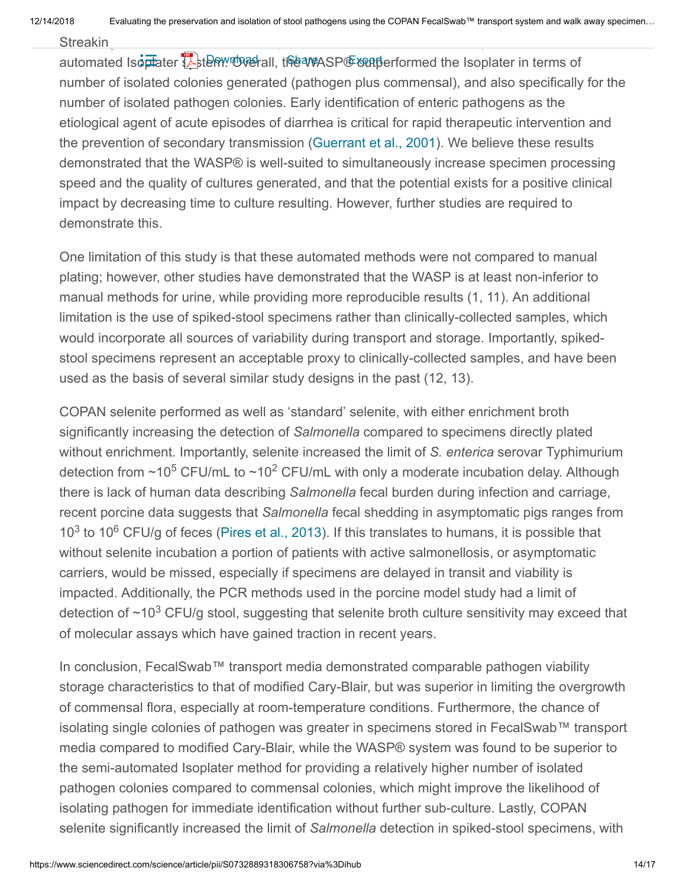automated Isoplater system. Overall, the WASP® outperformed the Isoplater in terms of number of isolated colonies generated (pathogen plus commensal), and also specifically for the number of isolated pathogen colonies. Early identification of enteric pathogens as the etiological agent of acute episodes of diarrhea is critical for rapid therapeutic intervention and the prevention of secondary transmission (Guerrant et al., 2001). We believe these results demonstrated that the WASP® is well-suited to simultaneously increase specimen processing speed and the quality of cultures generated, and that the potential exists for a positive clinical impact by decreasing time to culture resulting. However, further studies are required to demonstrate this.

One limitation of this study is that these automated methods were not compared to manual plating; however, other studies have demonstrated that the WASP is at least non-inferior to manual methods for urine, while providing more reproducible results (1, 11). An additional limitation is the use of spiked-stool specimens rather than clinically-collected samples, which would incorporate all sources of variability during transport and storage. Importantly, spiked-stool specimens represent an acceptable proxy to clinically-collected samples, and have been used as the basis of several similar study designs in the past (12, 13).

COPAN selenite performed as well as 'standard' selenite, with either enrichment broth significantly increasing the detection of *Salmonella* compared to specimens directly plated without enrichment. Importantly, selenite increased the limit of *S. enterica* serovar Typhimurium detection from ~$10^5$ CFU/mL to ~$10^2$ CFU/mL with only a moderate incubation delay. Although there is lack of human data describing *Salmonella* fecal burden during infection and carriage, recent porcine data suggests that *Salmonella* fecal shedding in asymptomatic pigs ranges from $10^3$ to $10^6$ CFU/g of feces (Pires et al., 2013). If this translates to humans, it is possible that without selenite incubation a portion of patients with active salmonellosis, or asymptomatic carriers, would be missed, especially if specimens are delayed in transit and viability is impacted. Additionally, the PCR methods used in the porcine model study had a limit of detection of ~$10^3$ CFU/g stool, suggesting that selenite broth culture sensitivity may exceed that of molecular assays which have gained traction in recent years.

In conclusion, FecalSwab™ transport media demonstrated comparable pathogen viability storage characteristics to that of modified Cary-Blair, but was superior in limiting the overgrowth of commensal flora, especially at room-temperature conditions. Furthermore, the chance of isolating single colonies of pathogen was greater in specimens stored in FecalSwab™ transport media compared to modified Cary-Blair, while the WASP® system was found to be superior to the semi-automated Isoplater method for providing a relatively higher number of isolated pathogen colonies compared to commensal colonies, which might improve the likelihood of isolating pathogen for immediate identification without further sub-culture. Lastly, COPAN selenite significantly increased the limit of *Salmonella* detection in spiked-stool specimens, with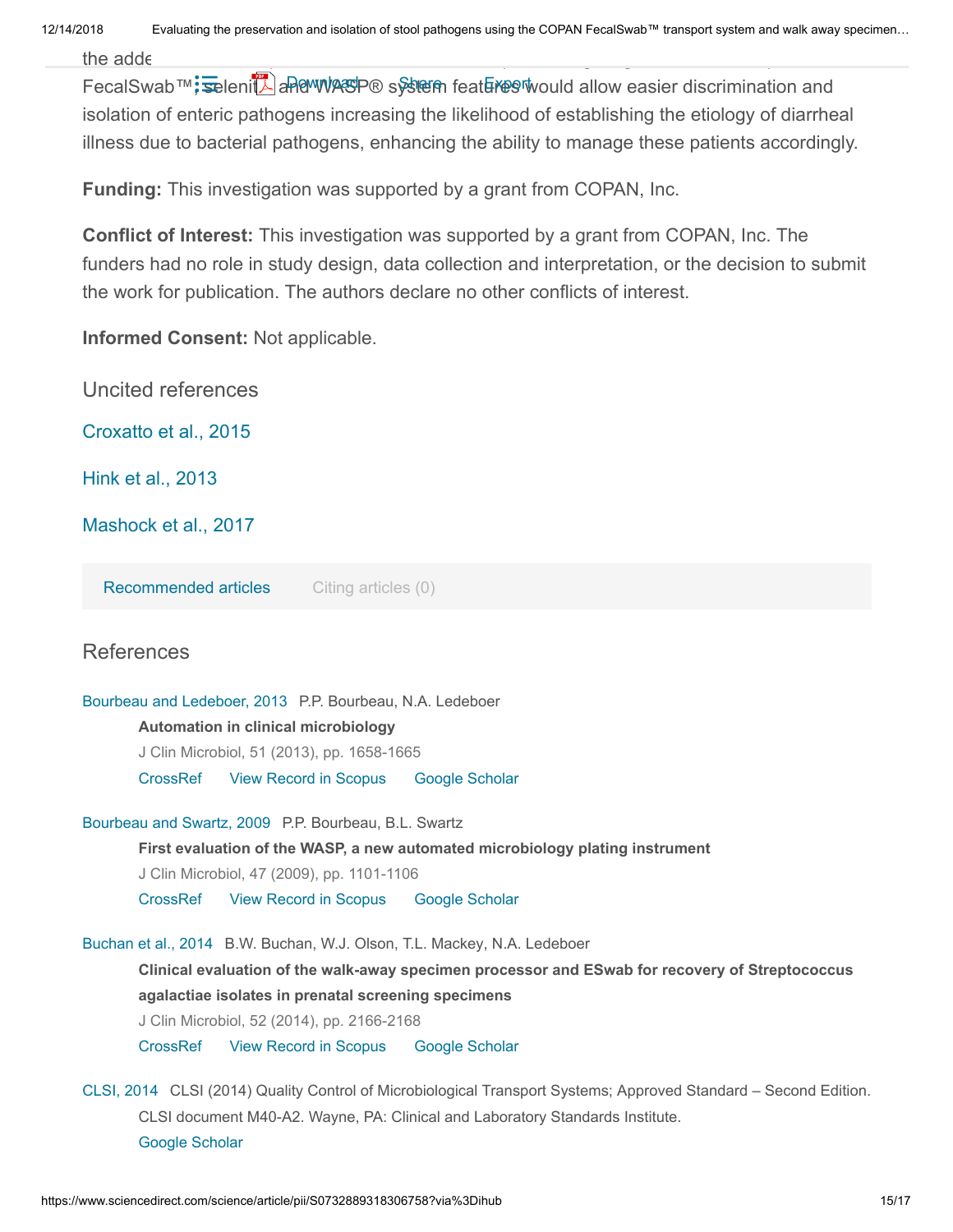the adde... FecalSwab™, selenite and WASP® system features would allow easier discrimination and isolation of enteric pathogens increasing the likelihood of establishing the etiology of diarrheal illness due to bacterial pathogens, enhancing the ability to manage these patients accordingly.

**Funding:** This investigation was supported by a grant from COPAN, Inc.

**Conflict of Interest:** This investigation was supported by a grant from COPAN, Inc. The funders had no role in study design, data collection and interpretation, or the decision to submit the work for publication. The authors declare no other conflicts of interest.

**Informed Consent:** Not applicable.

## Uncited references

Croxatto et al., 2015

Hink et al., 2013

Mashock et al., 2017

Recommended articles    Citing articles (0)

## References

Bourbeau and Ledeboer, 2013 P.P. Bourbeau, N.A. Ledeboer
**Automation in clinical microbiology**
J Clin Microbiol, 51 (2013), pp. 1658-1665
CrossRef View Record in Scopus Google Scholar

Bourbeau and Swartz, 2009 P.P. Bourbeau, B.L. Swartz
**First evaluation of the WASP, a new automated microbiology plating instrument**
J Clin Microbiol, 47 (2009), pp. 1101-1106
CrossRef View Record in Scopus Google Scholar

Buchan et al., 2014 B.W. Buchan, W.J. Olson, T.L. Mackey, N.A. Ledeboer
**Clinical evaluation of the walk-away specimen processor and ESwab for recovery of Streptococcus agalactiae isolates in prenatal screening specimens**
J Clin Microbiol, 52 (2014), pp. 2166-2168
CrossRef View Record in Scopus Google Scholar

CLSI, 2014 CLSI (2014) Quality Control of Microbiological Transport Systems; Approved Standard – Second Edition. CLSI document M40-A2. Wayne, PA: Clinical and Laboratory Standards Institute.
Google Scholar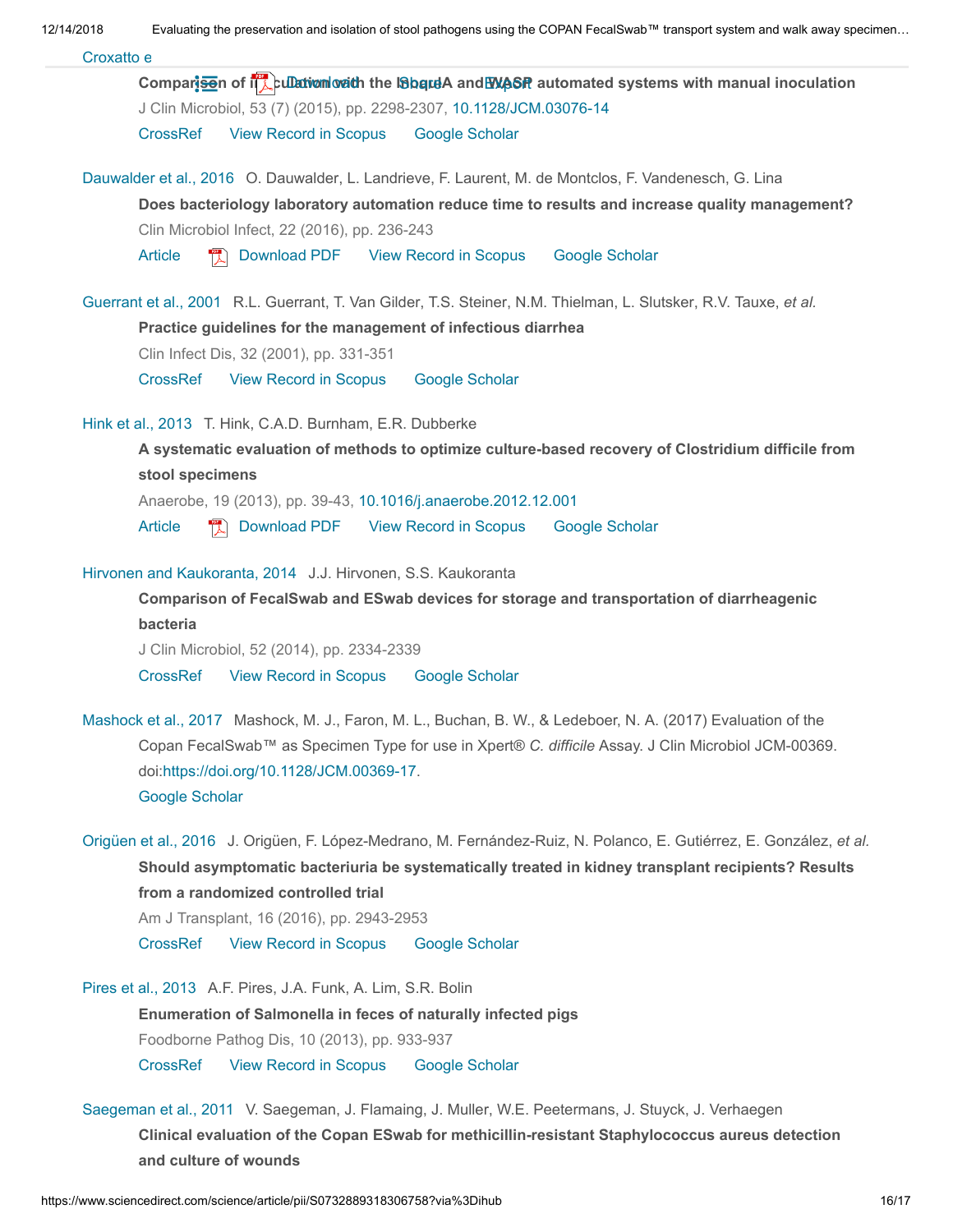Croxatto et al.

**Comparison of inoculation with the InoqulA and WASP automated systems with manual inoculation**
J Clin Microbiol, 53 (7) (2015), pp. 2298-2307, 10.1128/JCM.03076-14
CrossRef View Record in Scopus Google Scholar

Dauwalder et al., 2016 O. Dauwalder, L. Landrieve, F. Laurent, M. de Montclos, F. Vandenesch, G. Lina
**Does bacteriology laboratory automation reduce time to results and increase quality management?**
Clin Microbiol Infect, 22 (2016), pp. 236-243
Article Download PDF View Record in Scopus Google Scholar

Guerrant et al., 2001 R.L. Guerrant, T. Van Gilder, T.S. Steiner, N.M. Thielman, L. Slutsker, R.V. Tauxe, *et al.*
**Practice guidelines for the management of infectious diarrhea**
Clin Infect Dis, 32 (2001), pp. 331-351
CrossRef View Record in Scopus Google Scholar

Hink et al., 2013 T. Hink, C.A.D. Burnham, E.R. Dubberke
**A systematic evaluation of methods to optimize culture-based recovery of Clostridium difficile from stool specimens**
Anaerobe, 19 (2013), pp. 39-43, 10.1016/j.anaerobe.2012.12.001
Article Download PDF View Record in Scopus Google Scholar

Hirvonen and Kaukoranta, 2014 J.J. Hirvonen, S.S. Kaukoranta
**Comparison of FecalSwab and ESwab devices for storage and transportation of diarrheagenic bacteria**
J Clin Microbiol, 52 (2014), pp. 2334-2339
CrossRef View Record in Scopus Google Scholar

Mashock et al., 2017 Mashock, M. J., Faron, M. L., Buchan, B. W., & Ledeboer, N. A. (2017) Evaluation of the Copan FecalSwab™ as Specimen Type for use in Xpert® *C. difficile* Assay. J Clin Microbiol JCM-00369. doi:https://doi.org/10.1128/JCM.00369-17.
Google Scholar

Origüen et al., 2016 J. Origüen, F. López-Medrano, M. Fernández-Ruiz, N. Polanco, E. Gutiérrez, E. González, *et al.*
**Should asymptomatic bacteriuria be systematically treated in kidney transplant recipients? Results from a randomized controlled trial**
Am J Transplant, 16 (2016), pp. 2943-2953
CrossRef View Record in Scopus Google Scholar

Pires et al., 2013 A.F. Pires, J.A. Funk, A. Lim, S.R. Bolin
**Enumeration of Salmonella in feces of naturally infected pigs**
Foodborne Pathog Dis, 10 (2013), pp. 933-937
CrossRef View Record in Scopus Google Scholar

Saegeman et al., 2011 V. Saegeman, J. Flamaing, J. Muller, W.E. Peetermans, J. Stuyck, J. Verhaegen
**Clinical evaluation of the Copan ESwab for methicillin-resistant Staphylococcus aureus detection and culture of wounds**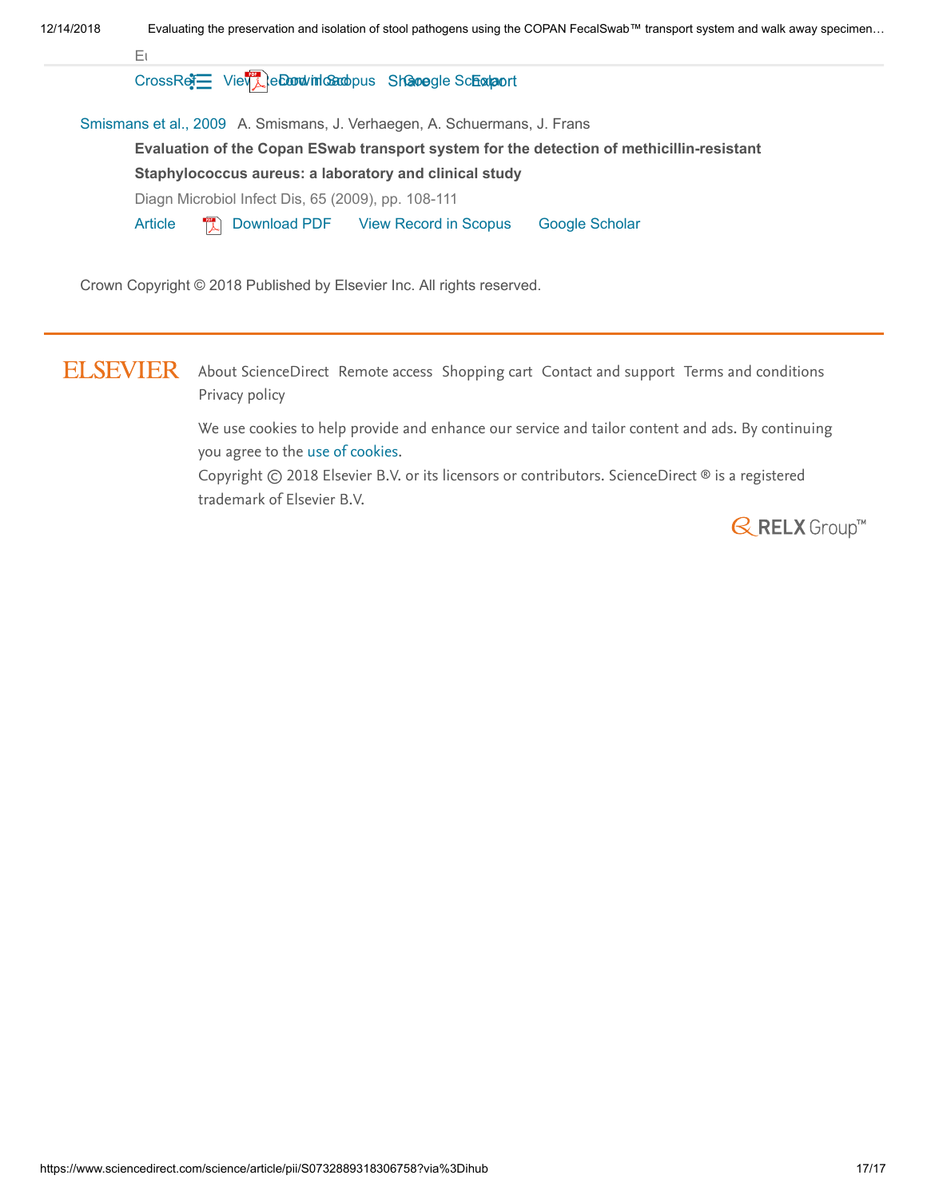Eı

CrossRef View Record in Scopus Google Scholar

Smismans et al., 2009 A. Smismans, J. Verhaegen, A. Schuermans, J. Frans

**Evaluation of the Copan ESwab transport system for the detection of methicillin-resistant Staphylococcus aureus: a laboratory and clinical study**

Diagn Microbiol Infect Dis, 65 (2009), pp. 108-111

Article Download PDF View Record in Scopus Google Scholar

Crown Copyright © 2018 Published by Elsevier Inc. All rights reserved.

ELSEVIER About ScienceDirect Remote access Shopping cart Contact and support Terms and conditions Privacy policy

We use cookies to help provide and enhance our service and tailor content and ads. By continuing you agree to the use of cookies.

Copyright © 2018 Elsevier B.V. or its licensors or contributors. ScienceDirect ® is a registered trademark of Elsevier B.V.

RELX Group™